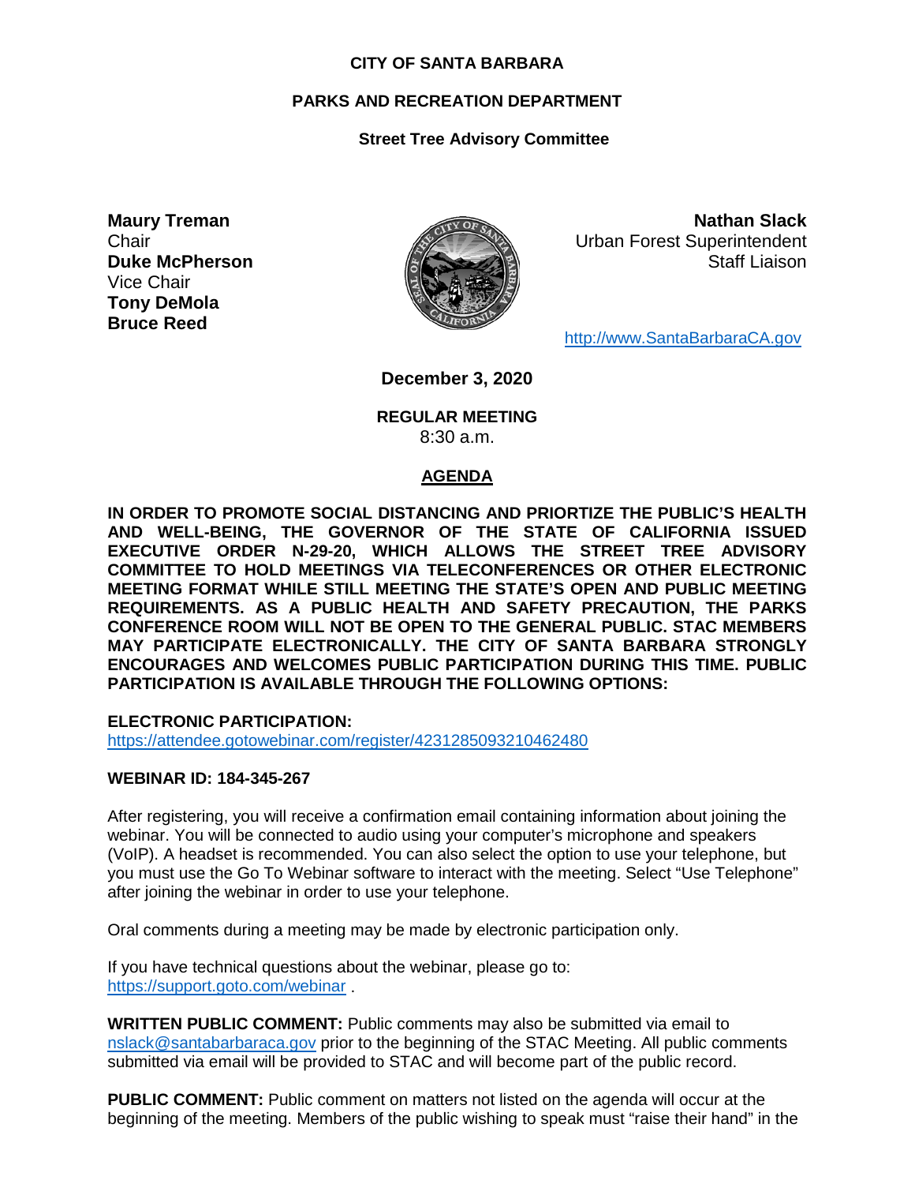**CITY OF SANTA BARBARA**

**PARKS AND RECREATION DEPARTMENT**

**Street Tree Advisory Committee**

**Maury Treman**
Chair
**Duke McPherson**
Vice Chair
**Tony DeMola**
**Bruce Reed**

**Nathan Slack**
Urban Forest Superintendent
Staff Liaison

http://www.SantaBarbaraCA.gov

**December 3, 2020**

**REGULAR MEETING**
8:30 a.m.

## AGENDA

**IN ORDER TO PROMOTE SOCIAL DISTANCING AND PRIORTIZE THE PUBLIC'S HEALTH AND WELL-BEING, THE GOVERNOR OF THE STATE OF CALIFORNIA ISSUED EXECUTIVE ORDER N-29-20, WHICH ALLOWS THE STREET TREE ADVISORY COMMITTEE TO HOLD MEETINGS VIA TELECONFERENCES OR OTHER ELECTRONIC MEETING FORMAT WHILE STILL MEETING THE STATE'S OPEN AND PUBLIC MEETING REQUIREMENTS. AS A PUBLIC HEALTH AND SAFETY PRECAUTION, THE PARKS CONFERENCE ROOM WILL NOT BE OPEN TO THE GENERAL PUBLIC. STAC MEMBERS MAY PARTICIPATE ELECTRONICALLY. THE CITY OF SANTA BARBARA STRONGLY ENCOURAGES AND WELCOMES PUBLIC PARTICIPATION DURING THIS TIME. PUBLIC PARTICIPATION IS AVAILABLE THROUGH THE FOLLOWING OPTIONS:**

**ELECTRONIC PARTICIPATION:**
https://attendee.gotowebinar.com/register/4231285093210462480

**WEBINAR ID: 184-345-267**

After registering, you will receive a confirmation email containing information about joining the webinar. You will be connected to audio using your computer's microphone and speakers (VoIP). A headset is recommended. You can also select the option to use your telephone, but you must use the Go To Webinar software to interact with the meeting. Select "Use Telephone" after joining the webinar in order to use your telephone.

Oral comments during a meeting may be made by electronic participation only.

If you have technical questions about the webinar, please go to:
https://support.goto.com/webinar .

**WRITTEN PUBLIC COMMENT:** Public comments may also be submitted via email to nslack@santabarbaraca.gov prior to the beginning of the STAC Meeting. All public comments submitted via email will be provided to STAC and will become part of the public record.

**PUBLIC COMMENT:** Public comment on matters not listed on the agenda will occur at the beginning of the meeting. Members of the public wishing to speak must "raise their hand" in the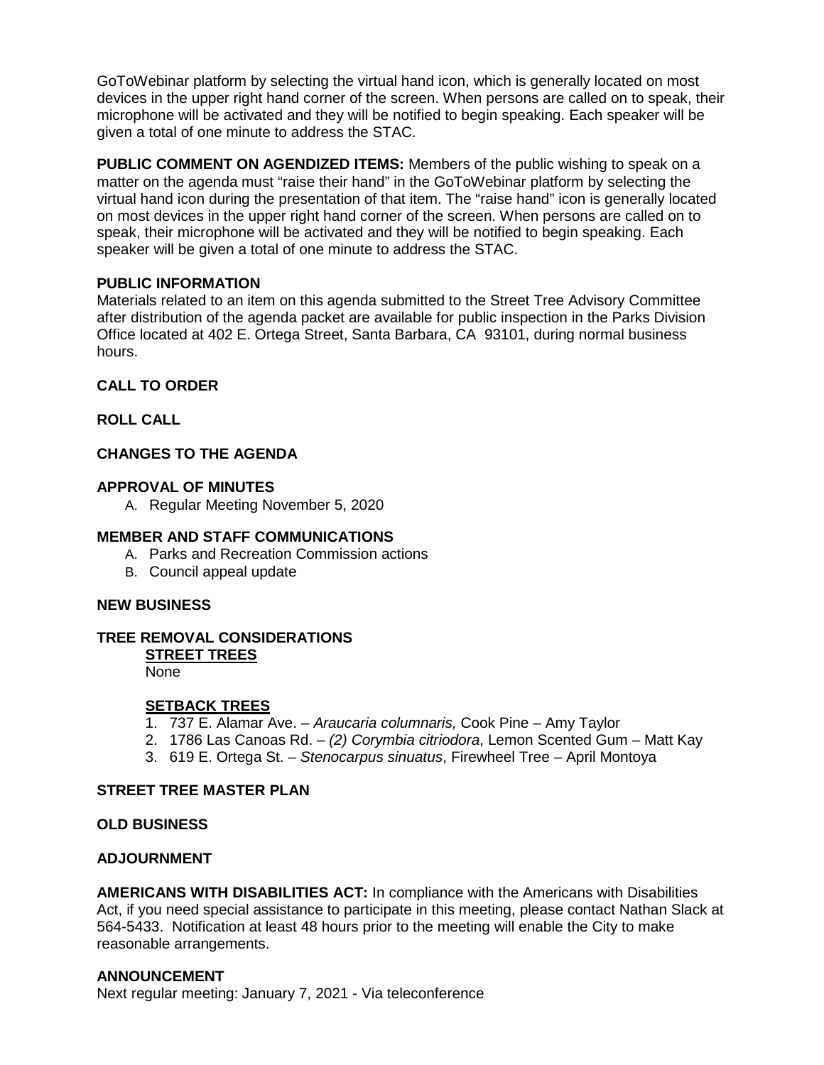GoToWebinar platform by selecting the virtual hand icon, which is generally located on most devices in the upper right hand corner of the screen. When persons are called on to speak, their microphone will be activated and they will be notified to begin speaking. Each speaker will be given a total of one minute to address the STAC.

**PUBLIC COMMENT ON AGENDIZED ITEMS:** Members of the public wishing to speak on a matter on the agenda must "raise their hand" in the GoToWebinar platform by selecting the virtual hand icon during the presentation of that item. The "raise hand" icon is generally located on most devices in the upper right hand corner of the screen. When persons are called on to speak, their microphone will be activated and they will be notified to begin speaking. Each speaker will be given a total of one minute to address the STAC.

**PUBLIC INFORMATION**

Materials related to an item on this agenda submitted to the Street Tree Advisory Committee after distribution of the agenda packet are available for public inspection in the Parks Division Office located at 402 E. Ortega Street, Santa Barbara, CA 93101, during normal business hours.

**CALL TO ORDER**

**ROLL CALL**

**CHANGES TO THE AGENDA**

**APPROVAL OF MINUTES**

A. Regular Meeting November 5, 2020

**MEMBER AND STAFF COMMUNICATIONS**

A. Parks and Recreation Commission actions
B. Council appeal update

**NEW BUSINESS**

**TREE REMOVAL CONSIDERATIONS**

**STREET TREES**

None

**SETBACK TREES**

1. 737 E. Alamar Ave. – *Araucaria columnaris,* Cook Pine – Amy Taylor
2. 1786 Las Canoas Rd. – *(2) Corymbia citriodora*, Lemon Scented Gum – Matt Kay
3. 619 E. Ortega St. – *Stenocarpus sinuatus*, Firewheel Tree – April Montoya

**STREET TREE MASTER PLAN**

**OLD BUSINESS**

**ADJOURNMENT**

**AMERICANS WITH DISABILITIES ACT:** In compliance with the Americans with Disabilities Act, if you need special assistance to participate in this meeting, please contact Nathan Slack at 564-5433. Notification at least 48 hours prior to the meeting will enable the City to make reasonable arrangements.

**ANNOUNCEMENT**

Next regular meeting: January 7, 2021 - Via teleconference